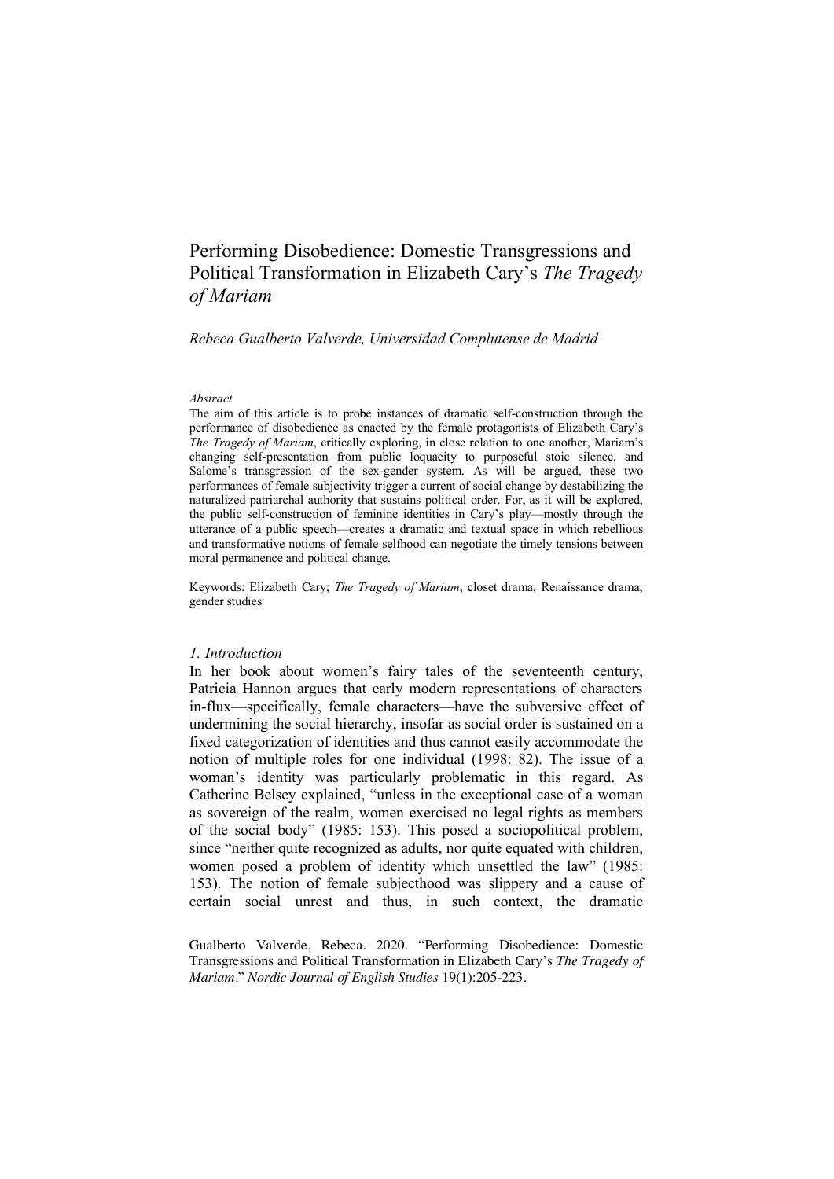# Performing Disobedience: Domestic Transgressions and Political Transformation in Elizabeth Cary's *The Tragedy of Mariam*

*Rebeca Gualberto Valverde, Universidad Complutense de Madrid*

*Abstract*

The aim of this article is to probe instances of dramatic self-construction through the performance of disobedience as enacted by the female protagonists of Elizabeth Cary's *The Tragedy of Mariam*, critically exploring, in close relation to one another, Mariam's changing self-presentation from public loquacity to purposeful stoic silence, and Salome's transgression of the sex-gender system. As will be argued, these two performances of female subjectivity trigger a current of social change by destabilizing the naturalized patriarchal authority that sustains political order. For, as it will be explored, the public self-construction of feminine identities in Cary's play—mostly through the utterance of a public speech—creates a dramatic and textual space in which rebellious and transformative notions of female selfhood can negotiate the timely tensions between moral permanence and political change.

Keywords: Elizabeth Cary; *The Tragedy of Mariam*; closet drama; Renaissance drama; gender studies

## *1. Introduction*

In her book about women's fairy tales of the seventeenth century, Patricia Hannon argues that early modern representations of characters in-flux—specifically, female characters—have the subversive effect of undermining the social hierarchy, insofar as social order is sustained on a fixed categorization of identities and thus cannot easily accommodate the notion of multiple roles for one individual (1998: 82). The issue of a woman's identity was particularly problematic in this regard. As Catherine Belsey explained, "unless in the exceptional case of a woman as sovereign of the realm, women exercised no legal rights as members of the social body" (1985: 153). This posed a sociopolitical problem, since "neither quite recognized as adults, nor quite equated with children, women posed a problem of identity which unsettled the law" (1985: 153). The notion of female subjecthood was slippery and a cause of certain social unrest and thus, in such context, the dramatic

Gualberto Valverde, Rebeca. 2020. "Performing Disobedience: Domestic Transgressions and Political Transformation in Elizabeth Cary's *The Tragedy of Mariam*." *Nordic Journal of English Studies* 19(1):205-223.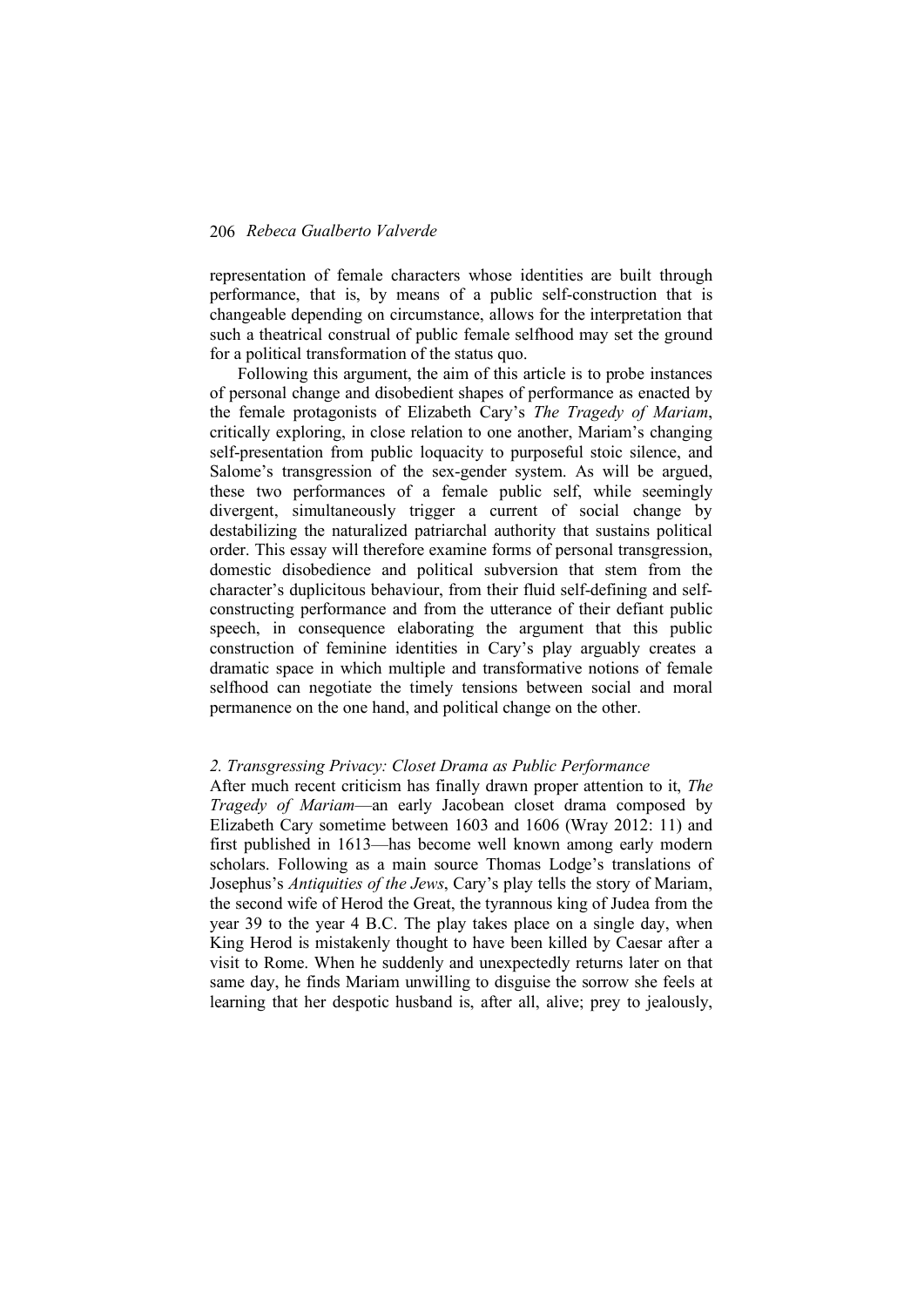representation of female characters whose identities are built through performance, that is, by means of a public self-construction that is changeable depending on circumstance, allows for the interpretation that such a theatrical construal of public female selfhood may set the ground for a political transformation of the status quo.

Following this argument, the aim of this article is to probe instances of personal change and disobedient shapes of performance as enacted by the female protagonists of Elizabeth Cary's *The Tragedy of Mariam*, critically exploring, in close relation to one another, Mariam's changing self-presentation from public loquacity to purposeful stoic silence, and Salome's transgression of the sex-gender system. As will be argued, these two performances of a female public self, while seemingly divergent, simultaneously trigger a current of social change by destabilizing the naturalized patriarchal authority that sustains political order. This essay will therefore examine forms of personal transgression, domestic disobedience and political subversion that stem from the character's duplicitous behaviour, from their fluid self-defining and self-constructing performance and from the utterance of their defiant public speech, in consequence elaborating the argument that this public construction of feminine identities in Cary's play arguably creates a dramatic space in which multiple and transformative notions of female selfhood can negotiate the timely tensions between social and moral permanence on the one hand, and political change on the other.

## *2. Transgressing Privacy: Closet Drama as Public Performance*

After much recent criticism has finally drawn proper attention to it, *The Tragedy of Mariam*—an early Jacobean closet drama composed by Elizabeth Cary sometime between 1603 and 1606 (Wray 2012: 11) and first published in 1613—has become well known among early modern scholars. Following as a main source Thomas Lodge's translations of Josephus's *Antiquities of the Jews*, Cary's play tells the story of Mariam, the second wife of Herod the Great, the tyrannous king of Judea from the year 39 to the year 4 B.C. The play takes place on a single day, when King Herod is mistakenly thought to have been killed by Caesar after a visit to Rome. When he suddenly and unexpectedly returns later on that same day, he finds Mariam unwilling to disguise the sorrow she feels at learning that her despotic husband is, after all, alive; prey to jealously,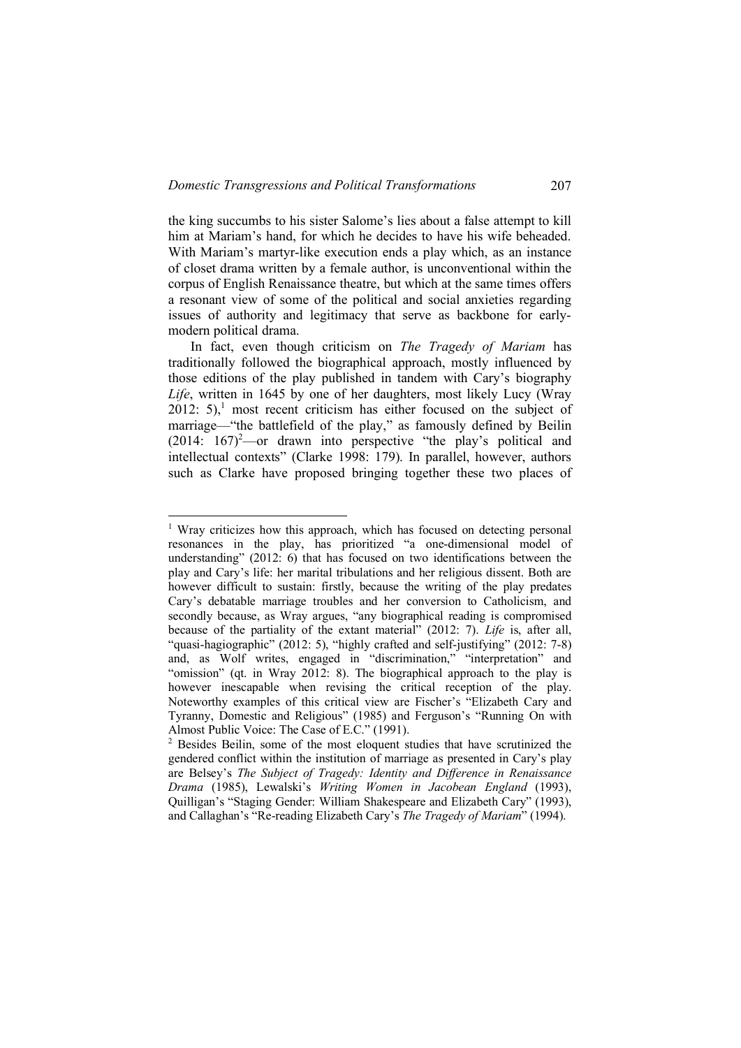the king succumbs to his sister Salome's lies about a false attempt to kill him at Mariam's hand, for which he decides to have his wife beheaded. With Mariam's martyr-like execution ends a play which, as an instance of closet drama written by a female author, is unconventional within the corpus of English Renaissance theatre, but which at the same times offers a resonant view of some of the political and social anxieties regarding issues of authority and legitimacy that serve as backbone for early-modern political drama.

In fact, even though criticism on *The Tragedy of Mariam* has traditionally followed the biographical approach, mostly influenced by those editions of the play published in tandem with Cary's biography *Life*, written in 1645 by one of her daughters, most likely Lucy (Wray 2012: 5),[1] most recent criticism has either focused on the subject of marriage—"the battlefield of the play," as famously defined by Beilin (2014: 167)[2]—or drawn into perspective "the play's political and intellectual contexts" (Clarke 1998: 179). In parallel, however, authors such as Clarke have proposed bringing together these two places of

---

[1] Wray criticizes how this approach, which has focused on detecting personal resonances in the play, has prioritized "a one-dimensional model of understanding" (2012: 6) that has focused on two identifications between the play and Cary's life: her marital tribulations and her religious dissent. Both are however difficult to sustain: firstly, because the writing of the play predates Cary's debatable marriage troubles and her conversion to Catholicism, and secondly because, as Wray argues, "any biographical reading is compromised because of the partiality of the extant material" (2012: 7). *Life* is, after all, "quasi-hagiographic" (2012: 5), "highly crafted and self-justifying" (2012: 7-8) and, as Wolf writes, engaged in "discrimination," "interpretation" and "omission" (qt. in Wray 2012: 8). The biographical approach to the play is however inescapable when revising the critical reception of the play. Noteworthy examples of this critical view are Fischer's "Elizabeth Cary and Tyranny, Domestic and Religious" (1985) and Ferguson's "Running On with Almost Public Voice: The Case of E.C." (1991).

[2] Besides Beilin, some of the most eloquent studies that have scrutinized the gendered conflict within the institution of marriage as presented in Cary's play are Belsey's *The Subject of Tragedy: Identity and Difference in Renaissance Drama* (1985), Lewalski's *Writing Women in Jacobean England* (1993), Quilligan's "Staging Gender: William Shakespeare and Elizabeth Cary" (1993), and Callaghan's "Re-reading Elizabeth Cary's *The Tragedy of Mariam*" (1994).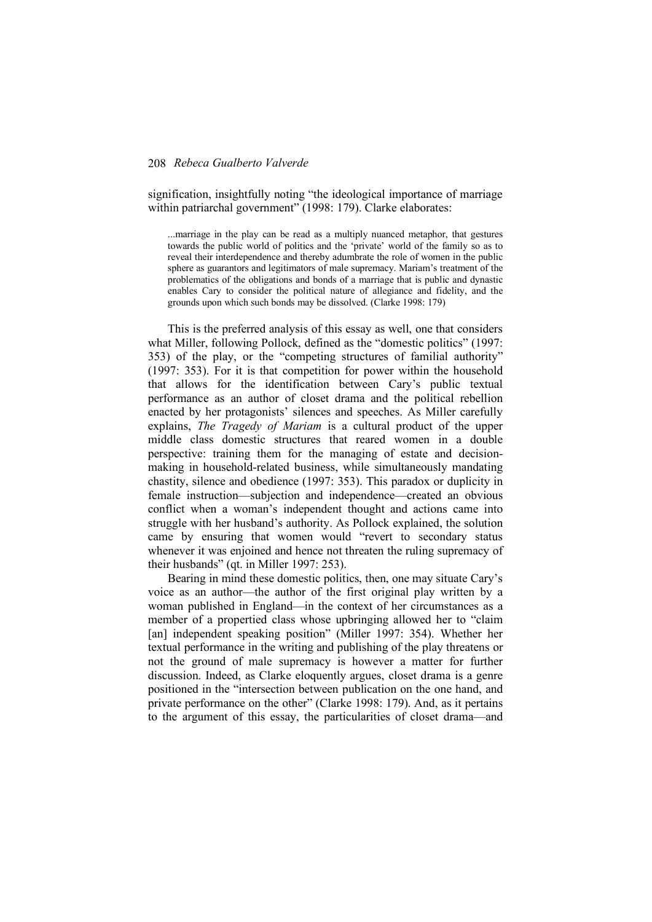signification, insightfully noting "the ideological importance of marriage within patriarchal government" (1998: 179). Clarke elaborates:

> ...marriage in the play can be read as a multiply nuanced metaphor, that gestures towards the public world of politics and the 'private' world of the family so as to reveal their interdependence and thereby adumbrate the role of women in the public sphere as guarantors and legitimators of male supremacy. Mariam's treatment of the problematics of the obligations and bonds of a marriage that is public and dynastic enables Cary to consider the political nature of allegiance and fidelity, and the grounds upon which such bonds may be dissolved. (Clarke 1998: 179)

This is the preferred analysis of this essay as well, one that considers what Miller, following Pollock, defined as the "domestic politics" (1997: 353) of the play, or the "competing structures of familial authority" (1997: 353). For it is that competition for power within the household that allows for the identification between Cary's public textual performance as an author of closet drama and the political rebellion enacted by her protagonists' silences and speeches. As Miller carefully explains, *The Tragedy of Mariam* is a cultural product of the upper middle class domestic structures that reared women in a double perspective: training them for the managing of estate and decision-making in household-related business, while simultaneously mandating chastity, silence and obedience (1997: 353). This paradox or duplicity in female instruction—subjection and independence—created an obvious conflict when a woman's independent thought and actions came into struggle with her husband's authority. As Pollock explained, the solution came by ensuring that women would "revert to secondary status whenever it was enjoined and hence not threaten the ruling supremacy of their husbands" (qt. in Miller 1997: 253).

Bearing in mind these domestic politics, then, one may situate Cary's voice as an author—the author of the first original play written by a woman published in England—in the context of her circumstances as a member of a propertied class whose upbringing allowed her to "claim [an] independent speaking position" (Miller 1997: 354). Whether her textual performance in the writing and publishing of the play threatens or not the ground of male supremacy is however a matter for further discussion. Indeed, as Clarke eloquently argues, closet drama is a genre positioned in the "intersection between publication on the one hand, and private performance on the other" (Clarke 1998: 179). And, as it pertains to the argument of this essay, the particularities of closet drama—and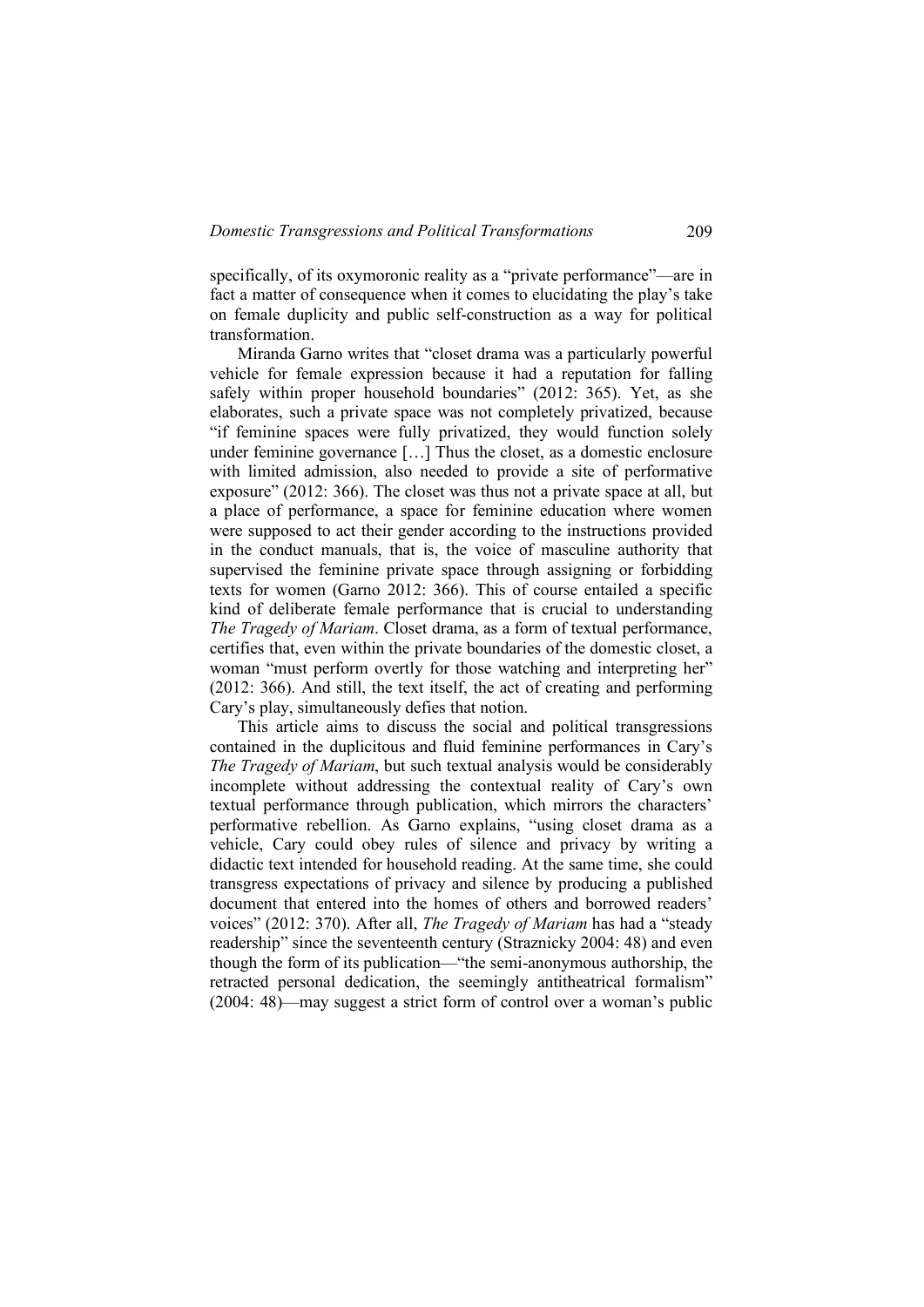specifically, of its oxymoronic reality as a "private performance"—are in fact a matter of consequence when it comes to elucidating the play's take on female duplicity and public self-construction as a way for political transformation.

Miranda Garno writes that "closet drama was a particularly powerful vehicle for female expression because it had a reputation for falling safely within proper household boundaries" (2012: 365). Yet, as she elaborates, such a private space was not completely privatized, because "if feminine spaces were fully privatized, they would function solely under feminine governance […] Thus the closet, as a domestic enclosure with limited admission, also needed to provide a site of performative exposure" (2012: 366). The closet was thus not a private space at all, but a place of performance, a space for feminine education where women were supposed to act their gender according to the instructions provided in the conduct manuals, that is, the voice of masculine authority that supervised the feminine private space through assigning or forbidding texts for women (Garno 2012: 366). This of course entailed a specific kind of deliberate female performance that is crucial to understanding *The Tragedy of Mariam*. Closet drama, as a form of textual performance, certifies that, even within the private boundaries of the domestic closet, a woman "must perform overtly for those watching and interpreting her" (2012: 366). And still, the text itself, the act of creating and performing Cary's play, simultaneously defies that notion.

This article aims to discuss the social and political transgressions contained in the duplicitous and fluid feminine performances in Cary's *The Tragedy of Mariam*, but such textual analysis would be considerably incomplete without addressing the contextual reality of Cary's own textual performance through publication, which mirrors the characters' performative rebellion. As Garno explains, "using closet drama as a vehicle, Cary could obey rules of silence and privacy by writing a didactic text intended for household reading. At the same time, she could transgress expectations of privacy and silence by producing a published document that entered into the homes of others and borrowed readers' voices" (2012: 370). After all, *The Tragedy of Mariam* has had a "steady readership" since the seventeenth century (Straznicky 2004: 48) and even though the form of its publication—"the semi-anonymous authorship, the retracted personal dedication, the seemingly antitheatrical formalism" (2004: 48)—may suggest a strict form of control over a woman's public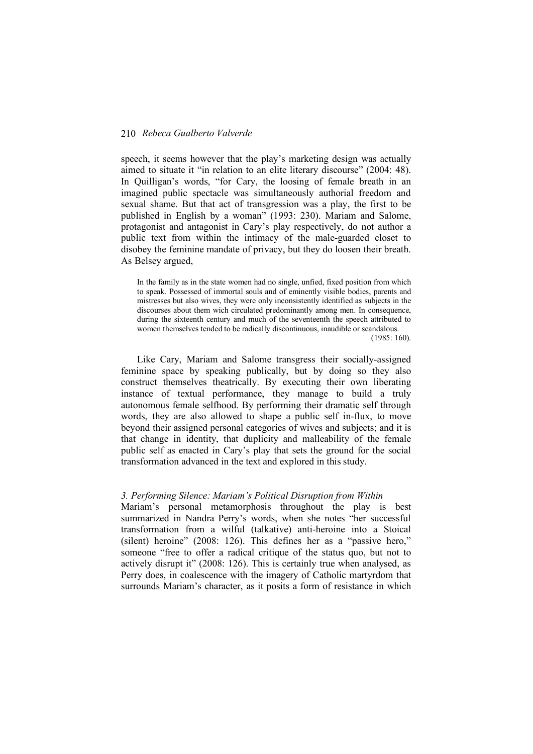speech, it seems however that the play's marketing design was actually aimed to situate it "in relation to an elite literary discourse" (2004: 48). In Quilligan's words, "for Cary, the loosing of female breath in an imagined public spectacle was simultaneously authorial freedom and sexual shame. But that act of transgression was a play, the first to be published in English by a woman" (1993: 230). Mariam and Salome, protagonist and antagonist in Cary's play respectively, do not author a public text from within the intimacy of the male-guarded closet to disobey the feminine mandate of privacy, but they do loosen their breath. As Belsey argued,

> In the family as in the state women had no single, unfied, fixed position from which to speak. Possessed of immortal souls and of eminently visible bodies, parents and mistresses but also wives, they were only inconsistently identified as subjects in the discourses about them wich circulated predominantly among men. In consequence, during the sixteenth century and much of the seventeenth the speech attributed to women themselves tended to be radically discontinuous, inaudible or scandalous. (1985: 160).

Like Cary, Mariam and Salome transgress their socially-assigned feminine space by speaking publically, but by doing so they also construct themselves theatrically. By executing their own liberating instance of textual performance, they manage to build a truly autonomous female selfhood. By performing their dramatic self through words, they are also allowed to shape a public self in-flux, to move beyond their assigned personal categories of wives and subjects; and it is that change in identity, that duplicity and malleability of the female public self as enacted in Cary's play that sets the ground for the social transformation advanced in the text and explored in this study.

### *3. Performing Silence: Mariam's Political Disruption from Within*

Mariam's personal metamorphosis throughout the play is best summarized in Nandra Perry's words, when she notes "her successful transformation from a wilful (talkative) anti-heroine into a Stoical (silent) heroine" (2008: 126). This defines her as a "passive hero," someone "free to offer a radical critique of the status quo, but not to actively disrupt it" (2008: 126). This is certainly true when analysed, as Perry does, in coalescence with the imagery of Catholic martyrdom that surrounds Mariam's character, as it posits a form of resistance in which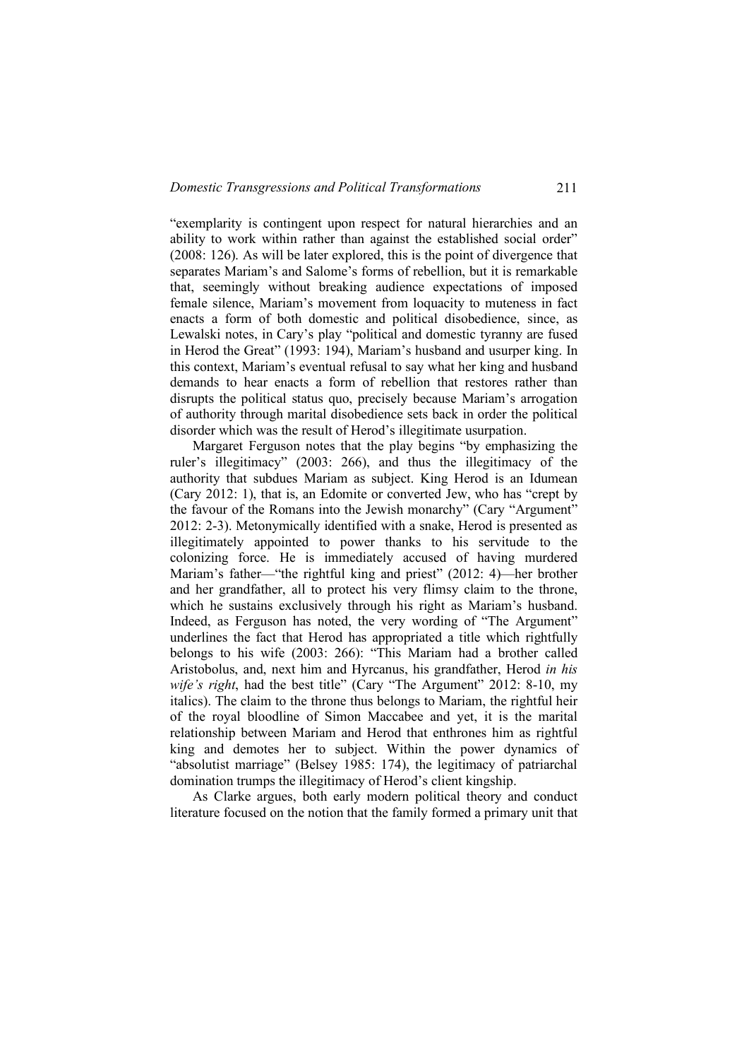"exemplarity is contingent upon respect for natural hierarchies and an ability to work within rather than against the established social order" (2008: 126). As will be later explored, this is the point of divergence that separates Mariam's and Salome's forms of rebellion, but it is remarkable that, seemingly without breaking audience expectations of imposed female silence, Mariam's movement from loquacity to muteness in fact enacts a form of both domestic and political disobedience, since, as Lewalski notes, in Cary's play "political and domestic tyranny are fused in Herod the Great" (1993: 194), Mariam's husband and usurper king. In this context, Mariam's eventual refusal to say what her king and husband demands to hear enacts a form of rebellion that restores rather than disrupts the political status quo, precisely because Mariam's arrogation of authority through marital disobedience sets back in order the political disorder which was the result of Herod's illegitimate usurpation.

Margaret Ferguson notes that the play begins "by emphasizing the ruler's illegitimacy" (2003: 266), and thus the illegitimacy of the authority that subdues Mariam as subject. King Herod is an Idumean (Cary 2012: 1), that is, an Edomite or converted Jew, who has "crept by the favour of the Romans into the Jewish monarchy" (Cary "Argument" 2012: 2-3). Metonymically identified with a snake, Herod is presented as illegitimately appointed to power thanks to his servitude to the colonizing force. He is immediately accused of having murdered Mariam's father—"the rightful king and priest" (2012: 4)—her brother and her grandfather, all to protect his very flimsy claim to the throne, which he sustains exclusively through his right as Mariam's husband. Indeed, as Ferguson has noted, the very wording of "The Argument" underlines the fact that Herod has appropriated a title which rightfully belongs to his wife (2003: 266): "This Mariam had a brother called Aristobolus, and, next him and Hyrcanus, his grandfather, Herod *in his wife's right*, had the best title" (Cary "The Argument" 2012: 8-10, my italics). The claim to the throne thus belongs to Mariam, the rightful heir of the royal bloodline of Simon Maccabee and yet, it is the marital relationship between Mariam and Herod that enthrones him as rightful king and demotes her to subject. Within the power dynamics of "absolutist marriage" (Belsey 1985: 174), the legitimacy of patriarchal domination trumps the illegitimacy of Herod's client kingship.

As Clarke argues, both early modern political theory and conduct literature focused on the notion that the family formed a primary unit that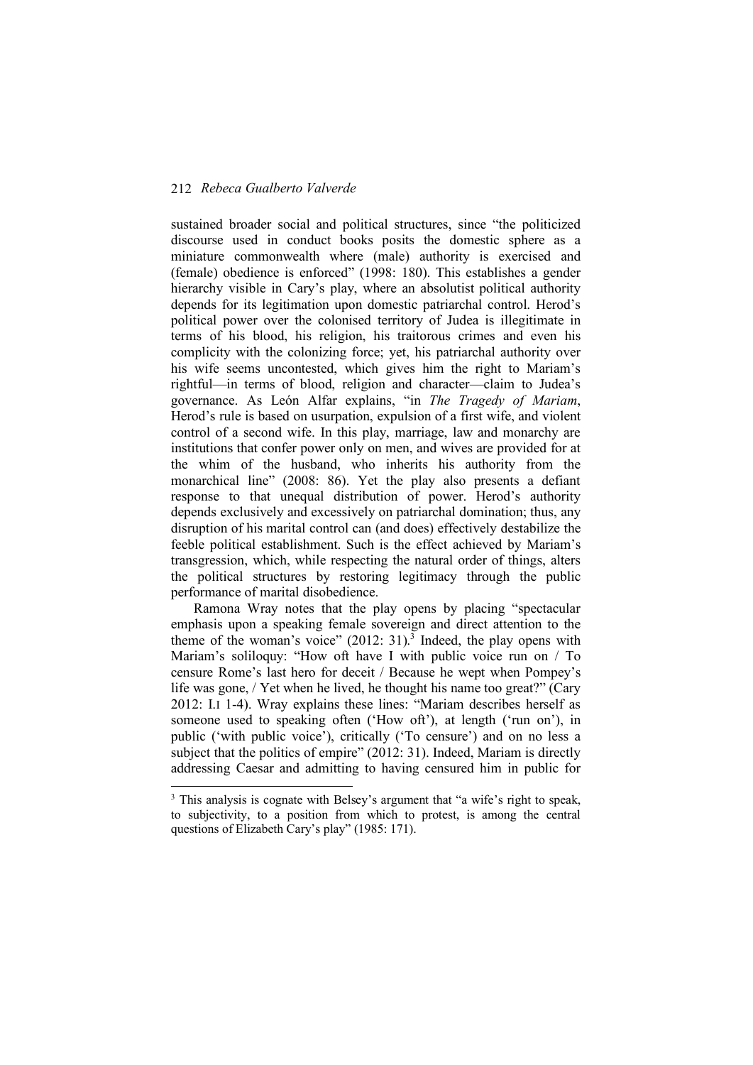sustained broader social and political structures, since "the politicized discourse used in conduct books posits the domestic sphere as a miniature commonwealth where (male) authority is exercised and (female) obedience is enforced" (1998: 180). This establishes a gender hierarchy visible in Cary's play, where an absolutist political authority depends for its legitimation upon domestic patriarchal control. Herod's political power over the colonised territory of Judea is illegitimate in terms of his blood, his religion, his traitorous crimes and even his complicity with the colonizing force; yet, his patriarchal authority over his wife seems uncontested, which gives him the right to Mariam's rightful—in terms of blood, religion and character—claim to Judea's governance. As León Alfar explains, "in *The Tragedy of Mariam*, Herod's rule is based on usurpation, expulsion of a first wife, and violent control of a second wife. In this play, marriage, law and monarchy are institutions that confer power only on men, and wives are provided for at the whim of the husband, who inherits his authority from the monarchical line" (2008: 86). Yet the play also presents a defiant response to that unequal distribution of power. Herod's authority depends exclusively and excessively on patriarchal domination; thus, any disruption of his marital control can (and does) effectively destabilize the feeble political establishment. Such is the effect achieved by Mariam's transgression, which, while respecting the natural order of things, alters the political structures by restoring legitimacy through the public performance of marital disobedience.

Ramona Wray notes that the play opens by placing "spectacular emphasis upon a speaking female sovereign and direct attention to the theme of the woman's voice" (2012: 31).[3] Indeed, the play opens with Mariam's soliloquy: "How oft have I with public voice run on / To censure Rome's last hero for deceit / Because he wept when Pompey's life was gone, / Yet when he lived, he thought his name too great?" (Cary 2012: I.I 1-4). Wray explains these lines: "Mariam describes herself as someone used to speaking often ('How oft'), at length ('run on'), in public ('with public voice'), critically ('To censure') and on no less a subject that the politics of empire" (2012: 31). Indeed, Mariam is directly addressing Caesar and admitting to having censured him in public for

[3] This analysis is cognate with Belsey's argument that "a wife's right to speak, to subjectivity, to a position from which to protest, is among the central questions of Elizabeth Cary's play" (1985: 171).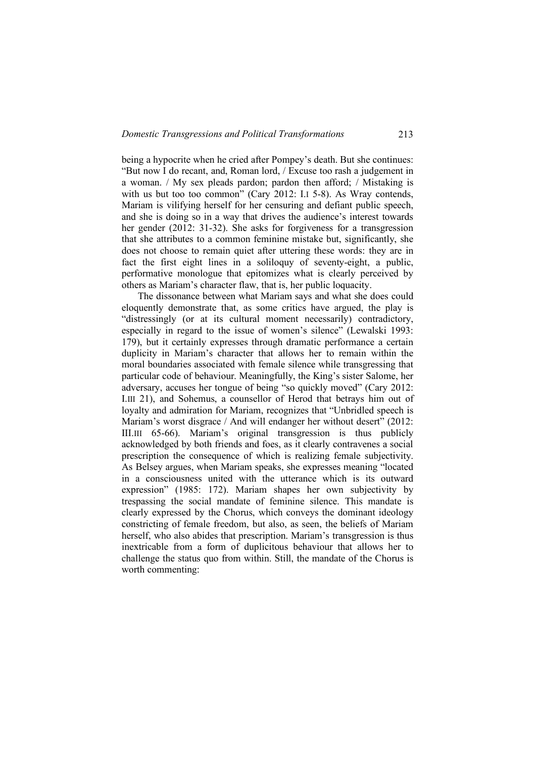being a hypocrite when he cried after Pompey's death. But she continues: "But now I do recant, and, Roman lord, / Excuse too rash a judgement in a woman. / My sex pleads pardon; pardon then afford; / Mistaking is with us but too too common" (Cary 2012: I.I 5-8). As Wray contends, Mariam is vilifying herself for her censuring and defiant public speech, and she is doing so in a way that drives the audience's interest towards her gender (2012: 31-32). She asks for forgiveness for a transgression that she attributes to a common feminine mistake but, significantly, she does not choose to remain quiet after uttering these words: they are in fact the first eight lines in a soliloquy of seventy-eight, a public, performative monologue that epitomizes what is clearly perceived by others as Mariam's character flaw, that is, her public loquacity.

The dissonance between what Mariam says and what she does could eloquently demonstrate that, as some critics have argued, the play is "distressingly (or at its cultural moment necessarily) contradictory, especially in regard to the issue of women's silence" (Lewalski 1993: 179), but it certainly expresses through dramatic performance a certain duplicity in Mariam's character that allows her to remain within the moral boundaries associated with female silence while transgressing that particular code of behaviour. Meaningfully, the King's sister Salome, her adversary, accuses her tongue of being "so quickly moved" (Cary 2012: I.III 21), and Sohemus, a counsellor of Herod that betrays him out of loyalty and admiration for Mariam, recognizes that "Unbridled speech is Mariam's worst disgrace / And will endanger her without desert" (2012: III.III 65-66). Mariam's original transgression is thus publicly acknowledged by both friends and foes, as it clearly contravenes a social prescription the consequence of which is realizing female subjectivity. As Belsey argues, when Mariam speaks, she expresses meaning "located in a consciousness united with the utterance which is its outward expression" (1985: 172). Mariam shapes her own subjectivity by trespassing the social mandate of feminine silence. This mandate is clearly expressed by the Chorus, which conveys the dominant ideology constricting of female freedom, but also, as seen, the beliefs of Mariam herself, who also abides that prescription. Mariam's transgression is thus inextricable from a form of duplicitous behaviour that allows her to challenge the status quo from within. Still, the mandate of the Chorus is worth commenting: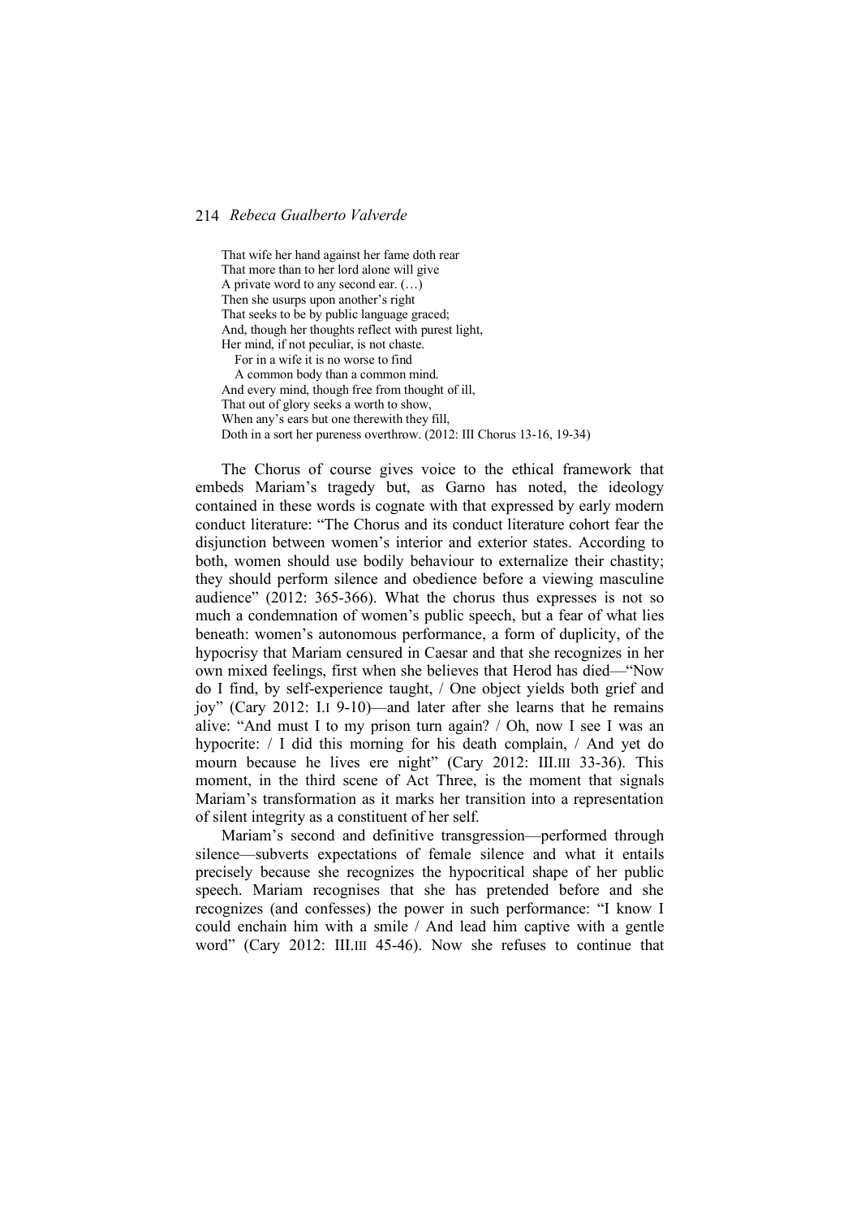> That wife her hand against her fame doth rear
> That more than to her lord alone will give
> A private word to any second ear. (…)
> Then she usurps upon another's right
> That seeks to be by public language graced;
> And, though her thoughts reflect with purest light,
> Her mind, if not peculiar, is not chaste.
> For in a wife it is no worse to find
> A common body than a common mind.
> And every mind, though free from thought of ill,
> That out of glory seeks a worth to show,
> When any's ears but one therewith they fill,
> Doth in a sort her pureness overthrow. (2012: III Chorus 13-16, 19-34)

The Chorus of course gives voice to the ethical framework that embeds Mariam's tragedy but, as Garno has noted, the ideology contained in these words is cognate with that expressed by early modern conduct literature: "The Chorus and its conduct literature cohort fear the disjunction between women's interior and exterior states. According to both, women should use bodily behaviour to externalize their chastity; they should perform silence and obedience before a viewing masculine audience" (2012: 365-366). What the chorus thus expresses is not so much a condemnation of women's public speech, but a fear of what lies beneath: women's autonomous performance, a form of duplicity, of the hypocrisy that Mariam censured in Caesar and that she recognizes in her own mixed feelings, first when she believes that Herod has died—"Now do I find, by self-experience taught, / One object yields both grief and joy" (Cary 2012: I.I 9-10)—and later after she learns that he remains alive: "And must I to my prison turn again? / Oh, now I see I was an hypocrite: / I did this morning for his death complain, / And yet do mourn because he lives ere night" (Cary 2012: III.III 33-36). This moment, in the third scene of Act Three, is the moment that signals Mariam's transformation as it marks her transition into a representation of silent integrity as a constituent of her self.

Mariam's second and definitive transgression—performed through silence—subverts expectations of female silence and what it entails precisely because she recognizes the hypocritical shape of her public speech. Mariam recognises that she has pretended before and she recognizes (and confesses) the power in such performance: "I know I could enchain him with a smile / And lead him captive with a gentle word" (Cary 2012: III.III 45-46). Now she refuses to continue that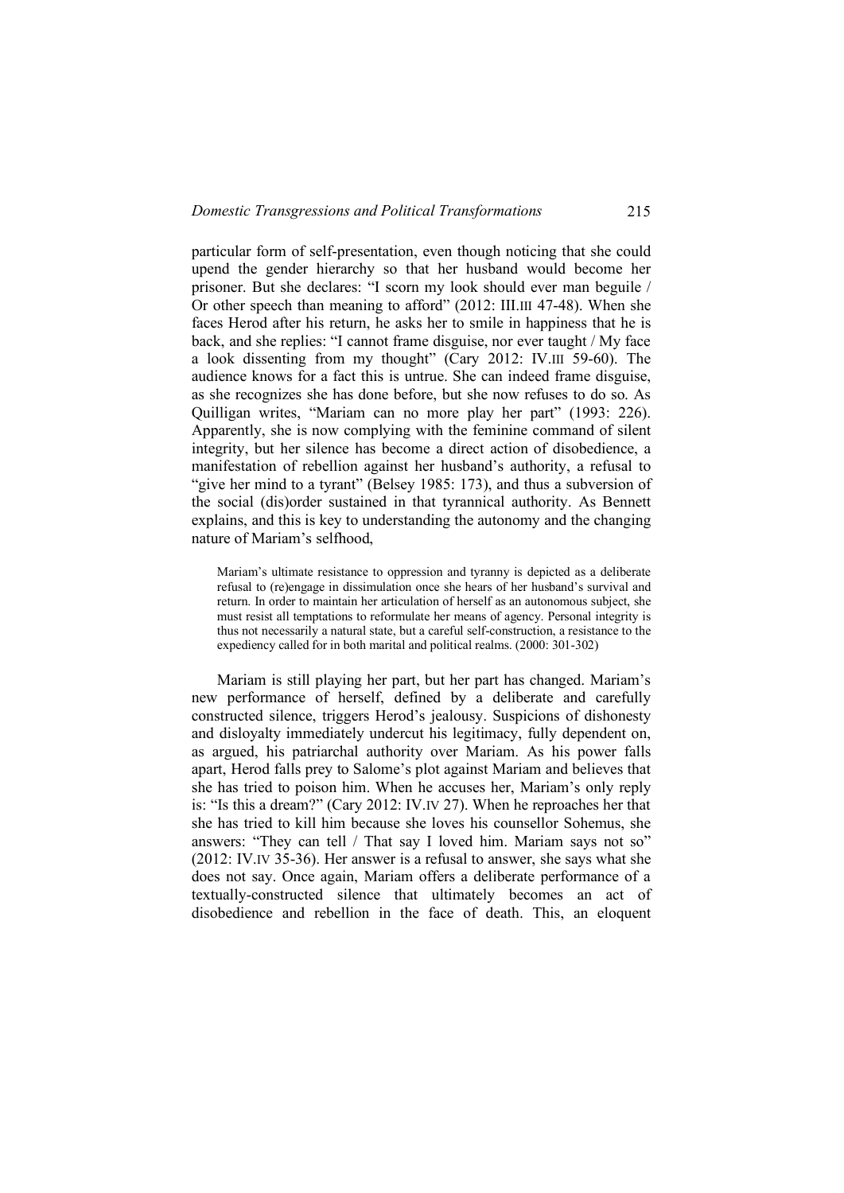particular form of self-presentation, even though noticing that she could upend the gender hierarchy so that her husband would become her prisoner. But she declares: "I scorn my look should ever man beguile / Or other speech than meaning to afford" (2012: III.III 47-48). When she faces Herod after his return, he asks her to smile in happiness that he is back, and she replies: "I cannot frame disguise, nor ever taught / My face a look dissenting from my thought" (Cary 2012: IV.III 59-60). The audience knows for a fact this is untrue. She can indeed frame disguise, as she recognizes she has done before, but she now refuses to do so. As Quilligan writes, "Mariam can no more play her part" (1993: 226). Apparently, she is now complying with the feminine command of silent integrity, but her silence has become a direct action of disobedience, a manifestation of rebellion against her husband's authority, a refusal to "give her mind to a tyrant" (Belsey 1985: 173), and thus a subversion of the social (dis)order sustained in that tyrannical authority. As Bennett explains, and this is key to understanding the autonomy and the changing nature of Mariam's selfhood,

> Mariam's ultimate resistance to oppression and tyranny is depicted as a deliberate refusal to (re)engage in dissimulation once she hears of her husband's survival and return. In order to maintain her articulation of herself as an autonomous subject, she must resist all temptations to reformulate her means of agency. Personal integrity is thus not necessarily a natural state, but a careful self-construction, a resistance to the expediency called for in both marital and political realms. (2000: 301-302)

Mariam is still playing her part, but her part has changed. Mariam's new performance of herself, defined by a deliberate and carefully constructed silence, triggers Herod's jealousy. Suspicions of dishonesty and disloyalty immediately undercut his legitimacy, fully dependent on, as argued, his patriarchal authority over Mariam. As his power falls apart, Herod falls prey to Salome's plot against Mariam and believes that she has tried to poison him. When he accuses her, Mariam's only reply is: "Is this a dream?" (Cary 2012: IV.IV 27). When he reproaches her that she has tried to kill him because she loves his counsellor Sohemus, she answers: "They can tell / That say I loved him. Mariam says not so" (2012: IV.IV 35-36). Her answer is a refusal to answer, she says what she does not say. Once again, Mariam offers a deliberate performance of a textually-constructed silence that ultimately becomes an act of disobedience and rebellion in the face of death. This, an eloquent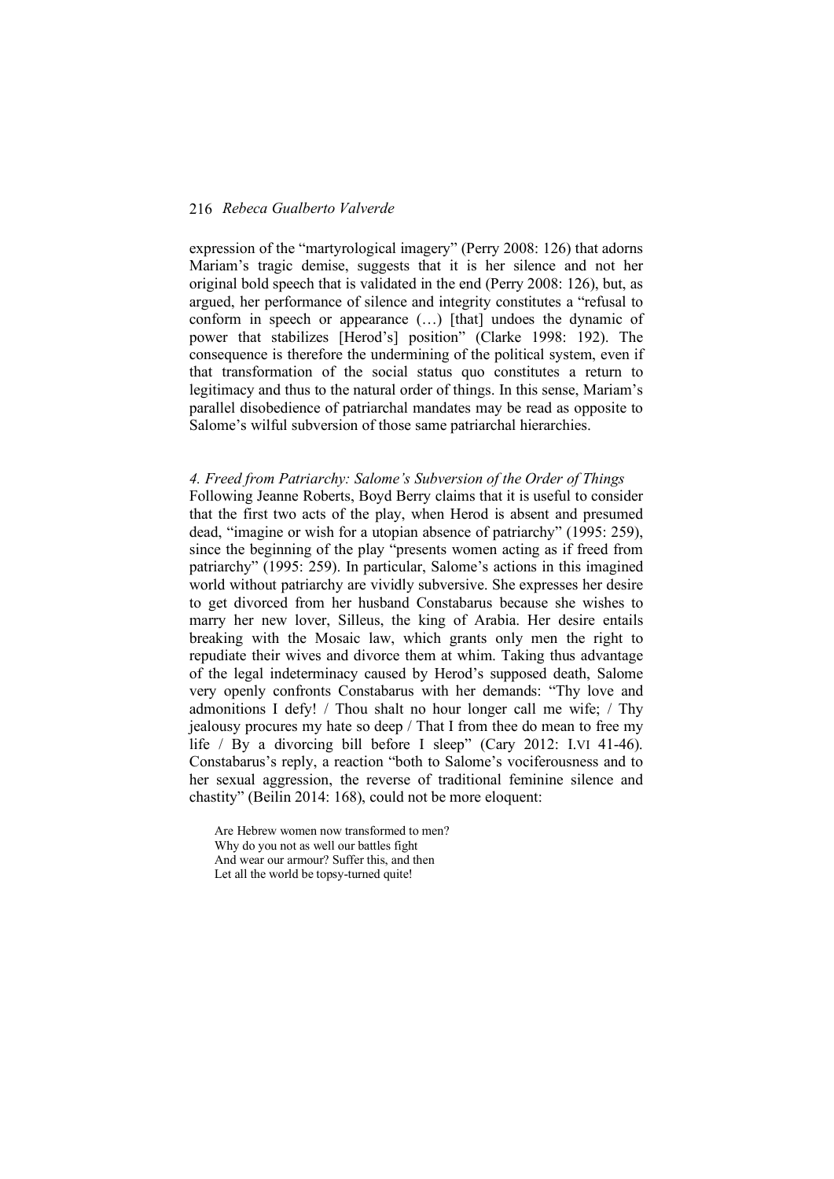expression of the "martyrological imagery" (Perry 2008: 126) that adorns Mariam's tragic demise, suggests that it is her silence and not her original bold speech that is validated in the end (Perry 2008: 126), but, as argued, her performance of silence and integrity constitutes a "refusal to conform in speech or appearance (…) [that] undoes the dynamic of power that stabilizes [Herod's] position" (Clarke 1998: 192). The consequence is therefore the undermining of the political system, even if that transformation of the social status quo constitutes a return to legitimacy and thus to the natural order of things. In this sense, Mariam's parallel disobedience of patriarchal mandates may be read as opposite to Salome's wilful subversion of those same patriarchal hierarchies.

### *4. Freed from Patriarchy: Salome's Subversion of the Order of Things*

Following Jeanne Roberts, Boyd Berry claims that it is useful to consider that the first two acts of the play, when Herod is absent and presumed dead, "imagine or wish for a utopian absence of patriarchy" (1995: 259), since the beginning of the play "presents women acting as if freed from patriarchy" (1995: 259). In particular, Salome's actions in this imagined world without patriarchy are vividly subversive. She expresses her desire to get divorced from her husband Constabarus because she wishes to marry her new lover, Silleus, the king of Arabia. Her desire entails breaking with the Mosaic law, which grants only men the right to repudiate their wives and divorce them at whim. Taking thus advantage of the legal indeterminacy caused by Herod's supposed death, Salome very openly confronts Constabarus with her demands: "Thy love and admonitions I defy! / Thou shalt no hour longer call me wife; / Thy jealousy procures my hate so deep / That I from thee do mean to free my life / By a divorcing bill before I sleep" (Cary 2012: I.VI 41-46). Constabarus's reply, a reaction "both to Salome's vociferousness and to her sexual aggression, the reverse of traditional feminine silence and chastity" (Beilin 2014: 168), could not be more eloquent:

> Are Hebrew women now transformed to men?
> Why do you not as well our battles fight
> And wear our armour? Suffer this, and then
> Let all the world be topsy-turned quite!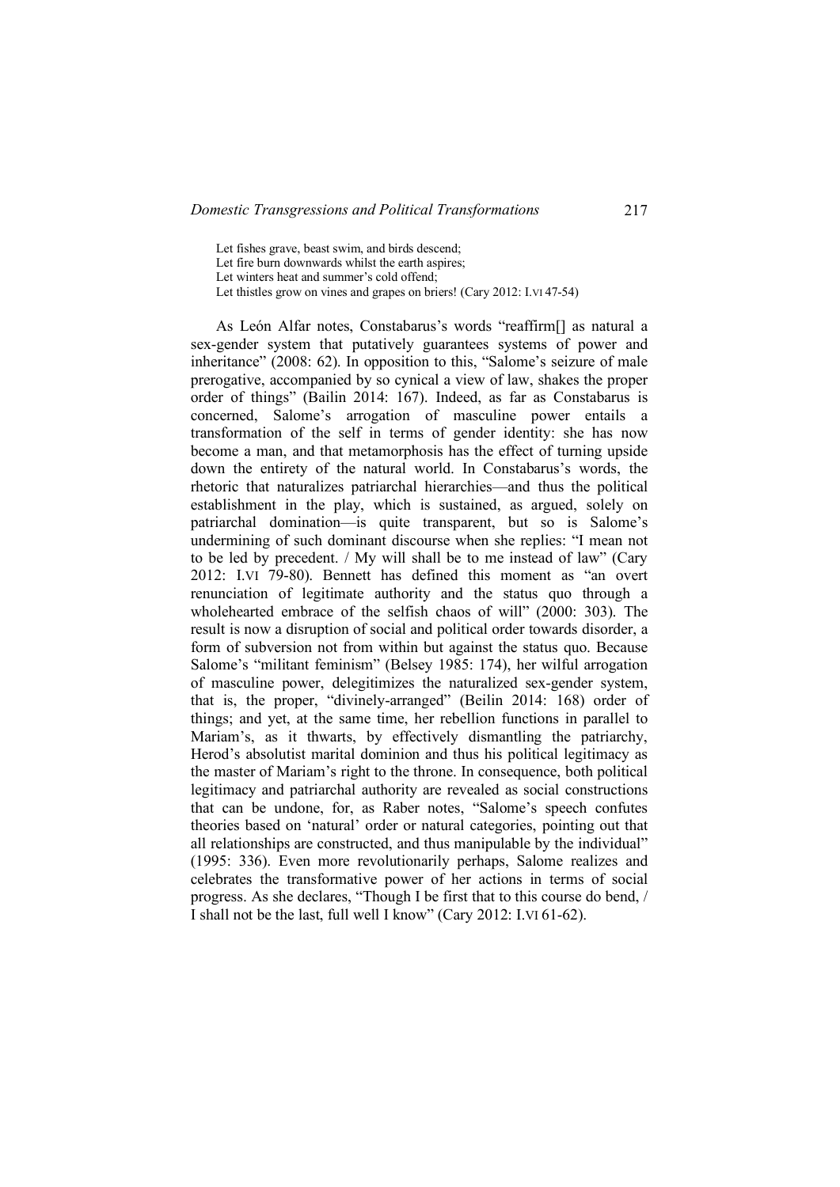Let fishes grave, beast swim, and birds descend;  
Let fire burn downwards whilst the earth aspires;  
Let winters heat and summer's cold offend;  
Let thistles grow on vines and grapes on briers! (Cary 2012: I.VI 47-54)

As León Alfar notes, Constabarus's words "reaffirm[] as natural a sex-gender system that putatively guarantees systems of power and inheritance" (2008: 62). In opposition to this, "Salome's seizure of male prerogative, accompanied by so cynical a view of law, shakes the proper order of things" (Bailin 2014: 167). Indeed, as far as Constabarus is concerned, Salome's arrogation of masculine power entails a transformation of the self in terms of gender identity: she has now become a man, and that metamorphosis has the effect of turning upside down the entirety of the natural world. In Constabarus's words, the rhetoric that naturalizes patriarchal hierarchies—and thus the political establishment in the play, which is sustained, as argued, solely on patriarchal domination—is quite transparent, but so is Salome's undermining of such dominant discourse when she replies: "I mean not to be led by precedent. / My will shall be to me instead of law" (Cary 2012: I.VI 79-80). Bennett has defined this moment as "an overt renunciation of legitimate authority and the status quo through a wholehearted embrace of the selfish chaos of will" (2000: 303). The result is now a disruption of social and political order towards disorder, a form of subversion not from within but against the status quo. Because Salome's "militant feminism" (Belsey 1985: 174), her wilful arrogation of masculine power, delegitimizes the naturalized sex-gender system, that is, the proper, "divinely-arranged" (Beilin 2014: 168) order of things; and yet, at the same time, her rebellion functions in parallel to Mariam's, as it thwarts, by effectively dismantling the patriarchy, Herod's absolutist marital dominion and thus his political legitimacy as the master of Mariam's right to the throne. In consequence, both political legitimacy and patriarchal authority are revealed as social constructions that can be undone, for, as Raber notes, "Salome's speech confutes theories based on 'natural' order or natural categories, pointing out that all relationships are constructed, and thus manipulable by the individual" (1995: 336). Even more revolutionarily perhaps, Salome realizes and celebrates the transformative power of her actions in terms of social progress. As she declares, "Though I be first that to this course do bend, / I shall not be the last, full well I know" (Cary 2012: I.VI 61-62).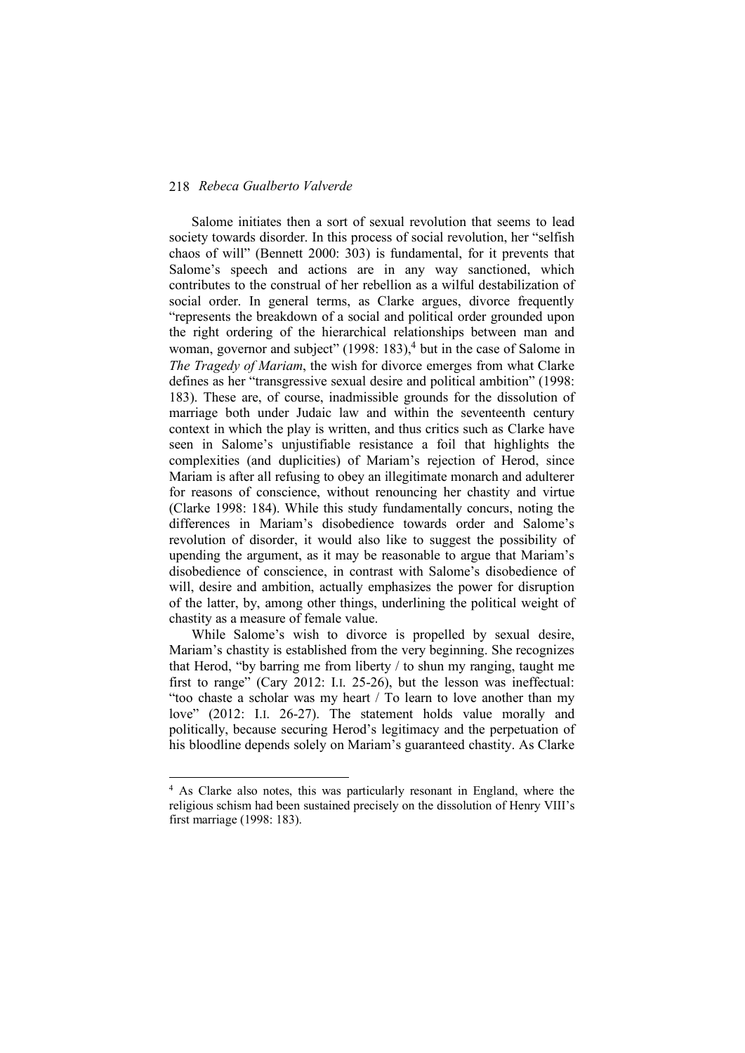Salome initiates then a sort of sexual revolution that seems to lead society towards disorder. In this process of social revolution, her "selfish chaos of will" (Bennett 2000: 303) is fundamental, for it prevents that Salome's speech and actions are in any way sanctioned, which contributes to the construal of her rebellion as a wilful destabilization of social order. In general terms, as Clarke argues, divorce frequently "represents the breakdown of a social and political order grounded upon the right ordering of the hierarchical relationships between man and woman, governor and subject" (1998: 183),[4] but in the case of Salome in *The Tragedy of Mariam*, the wish for divorce emerges from what Clarke defines as her "transgressive sexual desire and political ambition" (1998: 183). These are, of course, inadmissible grounds for the dissolution of marriage both under Judaic law and within the seventeenth century context in which the play is written, and thus critics such as Clarke have seen in Salome's unjustifiable resistance a foil that highlights the complexities (and duplicities) of Mariam's rejection of Herod, since Mariam is after all refusing to obey an illegitimate monarch and adulterer for reasons of conscience, without renouncing her chastity and virtue (Clarke 1998: 184). While this study fundamentally concurs, noting the differences in Mariam's disobedience towards order and Salome's revolution of disorder, it would also like to suggest the possibility of upending the argument, as it may be reasonable to argue that Mariam's disobedience of conscience, in contrast with Salome's disobedience of will, desire and ambition, actually emphasizes the power for disruption of the latter, by, among other things, underlining the political weight of chastity as a measure of female value.

While Salome's wish to divorce is propelled by sexual desire, Mariam's chastity is established from the very beginning. She recognizes that Herod, "by barring me from liberty / to shun my ranging, taught me first to range" (Cary 2012: I.I. 25-26), but the lesson was ineffectual: "too chaste a scholar was my heart / To learn to love another than my love" (2012: I.I. 26-27). The statement holds value morally and politically, because securing Herod's legitimacy and the perpetuation of his bloodline depends solely on Mariam's guaranteed chastity. As Clarke

---

[4] As Clarke also notes, this was particularly resonant in England, where the religious schism had been sustained precisely on the dissolution of Henry VIII's first marriage (1998: 183).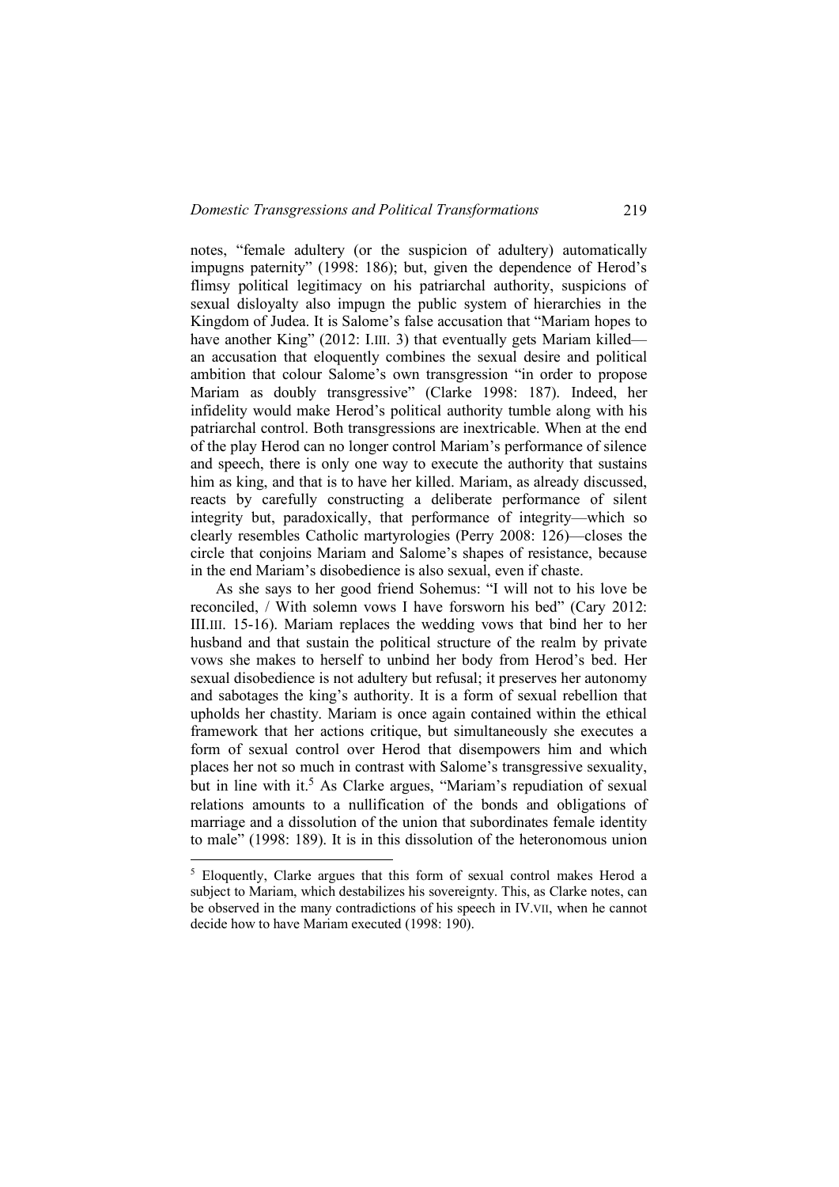notes, "female adultery (or the suspicion of adultery) automatically impugns paternity" (1998: 186); but, given the dependence of Herod's flimsy political legitimacy on his patriarchal authority, suspicions of sexual disloyalty also impugn the public system of hierarchies in the Kingdom of Judea. It is Salome's false accusation that "Mariam hopes to have another King" (2012: I.III. 3) that eventually gets Mariam killed—an accusation that eloquently combines the sexual desire and political ambition that colour Salome's own transgression "in order to propose Mariam as doubly transgressive" (Clarke 1998: 187). Indeed, her infidelity would make Herod's political authority tumble along with his patriarchal control. Both transgressions are inextricable. When at the end of the play Herod can no longer control Mariam's performance of silence and speech, there is only one way to execute the authority that sustains him as king, and that is to have her killed. Mariam, as already discussed, reacts by carefully constructing a deliberate performance of silent integrity but, paradoxically, that performance of integrity—which so clearly resembles Catholic martyrologies (Perry 2008: 126)—closes the circle that conjoins Mariam and Salome's shapes of resistance, because in the end Mariam's disobedience is also sexual, even if chaste.

As she says to her good friend Sohemus: "I will not to his love be reconciled, / With solemn vows I have forsworn his bed" (Cary 2012: III.III. 15-16). Mariam replaces the wedding vows that bind her to her husband and that sustain the political structure of the realm by private vows she makes to herself to unbind her body from Herod's bed. Her sexual disobedience is not adultery but refusal; it preserves her autonomy and sabotages the king's authority. It is a form of sexual rebellion that upholds her chastity. Mariam is once again contained within the ethical framework that her actions critique, but simultaneously she executes a form of sexual control over Herod that disempowers him and which places her not so much in contrast with Salome's transgressive sexuality, but in line with it.[5] As Clarke argues, "Mariam's repudiation of sexual relations amounts to a nullification of the bonds and obligations of marriage and a dissolution of the union that subordinates female identity to male" (1998: 189). It is in this dissolution of the heteronomous union

---

[5] Eloquently, Clarke argues that this form of sexual control makes Herod a subject to Mariam, which destabilizes his sovereignty. This, as Clarke notes, can be observed in the many contradictions of his speech in IV.VII, when he cannot decide how to have Mariam executed (1998: 190).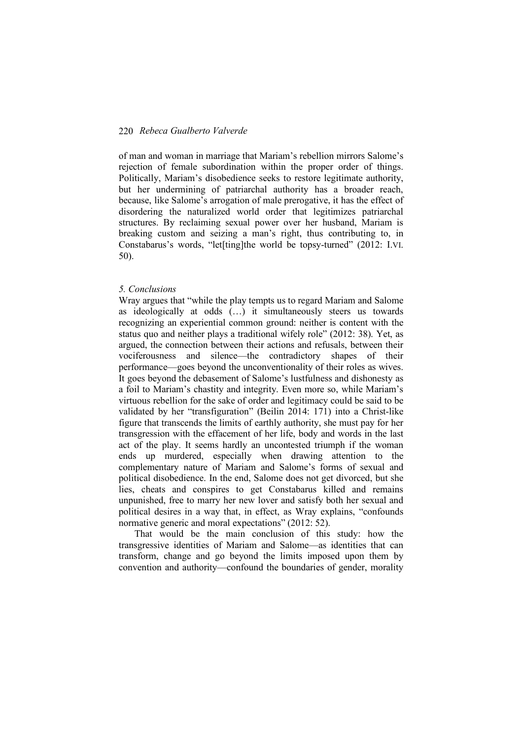of man and woman in marriage that Mariam's rebellion mirrors Salome's rejection of female subordination within the proper order of things. Politically, Mariam's disobedience seeks to restore legitimate authority, but her undermining of patriarchal authority has a broader reach, because, like Salome's arrogation of male prerogative, it has the effect of disordering the naturalized world order that legitimizes patriarchal structures. By reclaiming sexual power over her husband, Mariam is breaking custom and seizing a man's right, thus contributing to, in Constabarus's words, "let[ting]the world be topsy-turned" (2012: I.VI. 50).

### *5. Conclusions*

Wray argues that "while the play tempts us to regard Mariam and Salome as ideologically at odds (…) it simultaneously steers us towards recognizing an experiential common ground: neither is content with the status quo and neither plays a traditional wifely role" (2012: 38). Yet, as argued, the connection between their actions and refusals, between their vociferousness and silence—the contradictory shapes of their performance—goes beyond the unconventionality of their roles as wives. It goes beyond the debasement of Salome's lustfulness and dishonesty as a foil to Mariam's chastity and integrity. Even more so, while Mariam's virtuous rebellion for the sake of order and legitimacy could be said to be validated by her "transfiguration" (Beilin 2014: 171) into a Christ-like figure that transcends the limits of earthly authority, she must pay for her transgression with the effacement of her life, body and words in the last act of the play. It seems hardly an uncontested triumph if the woman ends up murdered, especially when drawing attention to the complementary nature of Mariam and Salome's forms of sexual and political disobedience. In the end, Salome does not get divorced, but she lies, cheats and conspires to get Constabarus killed and remains unpunished, free to marry her new lover and satisfy both her sexual and political desires in a way that, in effect, as Wray explains, "confounds normative generic and moral expectations" (2012: 52).

That would be the main conclusion of this study: how the transgressive identities of Mariam and Salome—as identities that can transform, change and go beyond the limits imposed upon them by convention and authority—confound the boundaries of gender, morality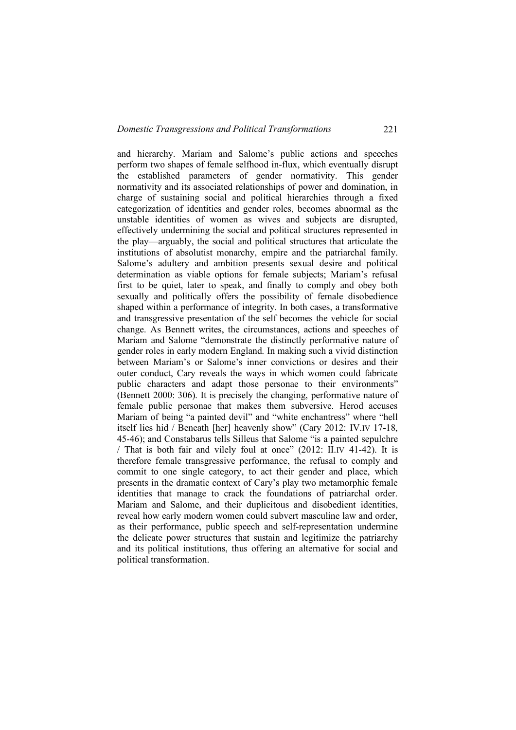and hierarchy. Mariam and Salome's public actions and speeches perform two shapes of female selfhood in-flux, which eventually disrupt the established parameters of gender normativity. This gender normativity and its associated relationships of power and domination, in charge of sustaining social and political hierarchies through a fixed categorization of identities and gender roles, becomes abnormal as the unstable identities of women as wives and subjects are disrupted, effectively undermining the social and political structures represented in the play—arguably, the social and political structures that articulate the institutions of absolutist monarchy, empire and the patriarchal family. Salome's adultery and ambition presents sexual desire and political determination as viable options for female subjects; Mariam's refusal first to be quiet, later to speak, and finally to comply and obey both sexually and politically offers the possibility of female disobedience shaped within a performance of integrity. In both cases, a transformative and transgressive presentation of the self becomes the vehicle for social change. As Bennett writes, the circumstances, actions and speeches of Mariam and Salome "demonstrate the distinctly performative nature of gender roles in early modern England. In making such a vivid distinction between Mariam's or Salome's inner convictions or desires and their outer conduct, Cary reveals the ways in which women could fabricate public characters and adapt those personae to their environments" (Bennett 2000: 306). It is precisely the changing, performative nature of female public personae that makes them subversive. Herod accuses Mariam of being "a painted devil" and "white enchantress" where "hell itself lies hid / Beneath [her] heavenly show" (Cary 2012: IV.IV 17-18, 45-46); and Constabarus tells Silleus that Salome "is a painted sepulchre / That is both fair and vilely foul at once" (2012: II.IV 41-42). It is therefore female transgressive performance, the refusal to comply and commit to one single category, to act their gender and place, which presents in the dramatic context of Cary's play two metamorphic female identities that manage to crack the foundations of patriarchal order. Mariam and Salome, and their duplicitous and disobedient identities, reveal how early modern women could subvert masculine law and order, as their performance, public speech and self-representation undermine the delicate power structures that sustain and legitimize the patriarchy and its political institutions, thus offering an alternative for social and political transformation.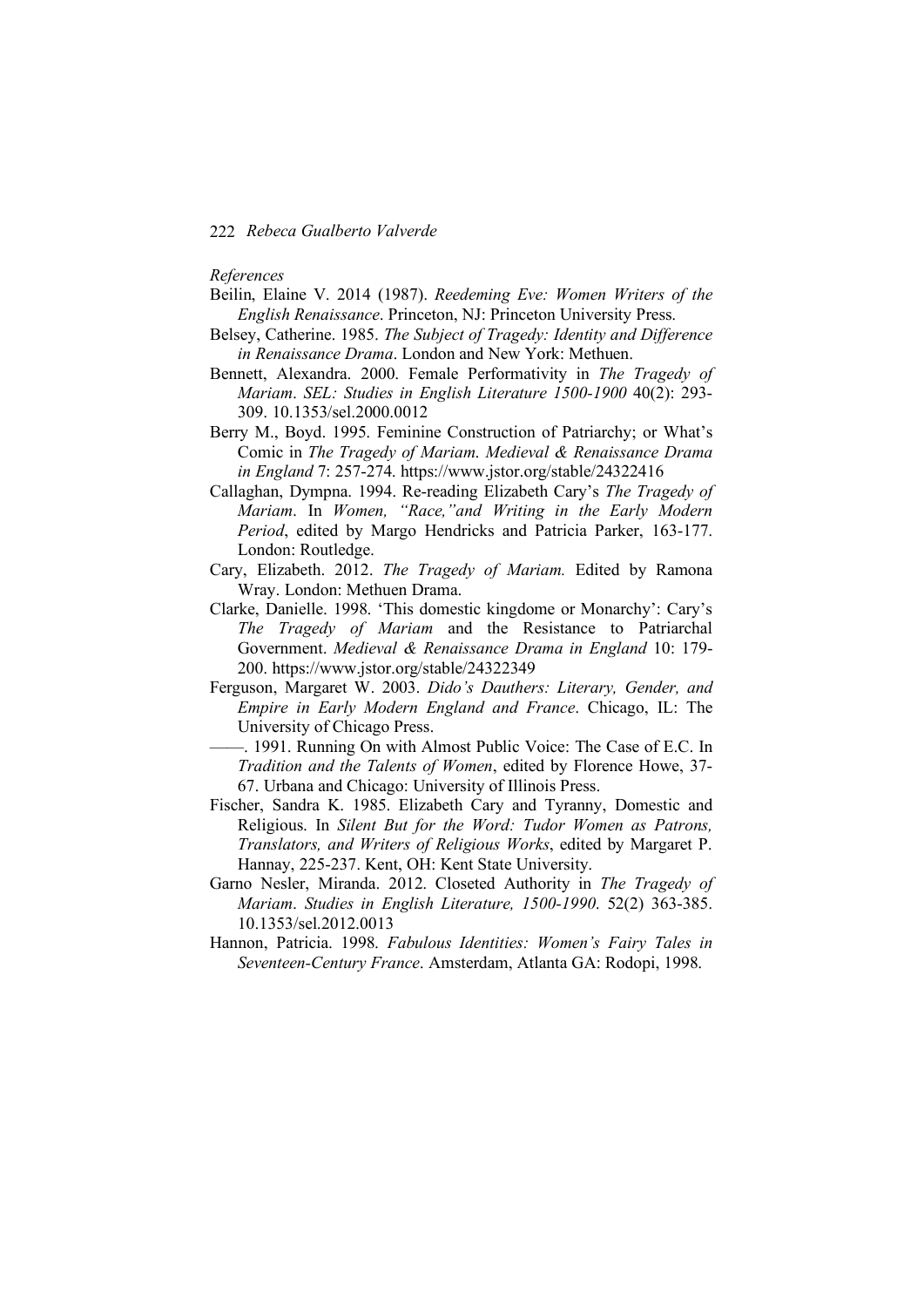*References*

Beilin, Elaine V. 2014 (1987). *Reedeming Eve: Women Writers of the English Renaissance*. Princeton, NJ: Princeton University Press.

Belsey, Catherine. 1985. *The Subject of Tragedy: Identity and Difference in Renaissance Drama*. London and New York: Methuen.

Bennett, Alexandra. 2000. Female Performativity in *The Tragedy of Mariam*. *SEL: Studies in English Literature 1500-1900* 40(2): 293-309. 10.1353/sel.2000.0012

Berry M., Boyd. 1995. Feminine Construction of Patriarchy; or What's Comic in *The Tragedy of Mariam*. *Medieval & Renaissance Drama in England* 7: 257-274. https://www.jstor.org/stable/24322416

Callaghan, Dympna. 1994. Re-reading Elizabeth Cary's *The Tragedy of Mariam*. In *Women, "Race,"and Writing in the Early Modern Period*, edited by Margo Hendricks and Patricia Parker, 163-177. London: Routledge.

Cary, Elizabeth. 2012. *The Tragedy of Mariam.* Edited by Ramona Wray. London: Methuen Drama.

Clarke, Danielle. 1998. 'This domestic kingdome or Monarchy': Cary's *The Tragedy of Mariam* and the Resistance to Patriarchal Government. *Medieval & Renaissance Drama in England* 10: 179-200. https://www.jstor.org/stable/24322349

Ferguson, Margaret W. 2003. *Dido's Dauthers: Literary, Gender, and Empire in Early Modern England and France*. Chicago, IL: The University of Chicago Press.

——. 1991. Running On with Almost Public Voice: The Case of E.C. In *Tradition and the Talents of Women*, edited by Florence Howe, 37-67. Urbana and Chicago: University of Illinois Press.

Fischer, Sandra K. 1985. Elizabeth Cary and Tyranny, Domestic and Religious. In *Silent But for the Word: Tudor Women as Patrons, Translators, and Writers of Religious Works*, edited by Margaret P. Hannay, 225-237. Kent, OH: Kent State University.

Garno Nesler, Miranda. 2012. Closeted Authority in *The Tragedy of Mariam*. *Studies in English Literature, 1500-1990*. 52(2) 363-385. 10.1353/sel.2012.0013

Hannon, Patricia. 1998. *Fabulous Identities: Women's Fairy Tales in Seventeen-Century France*. Amsterdam, Atlanta GA: Rodopi, 1998.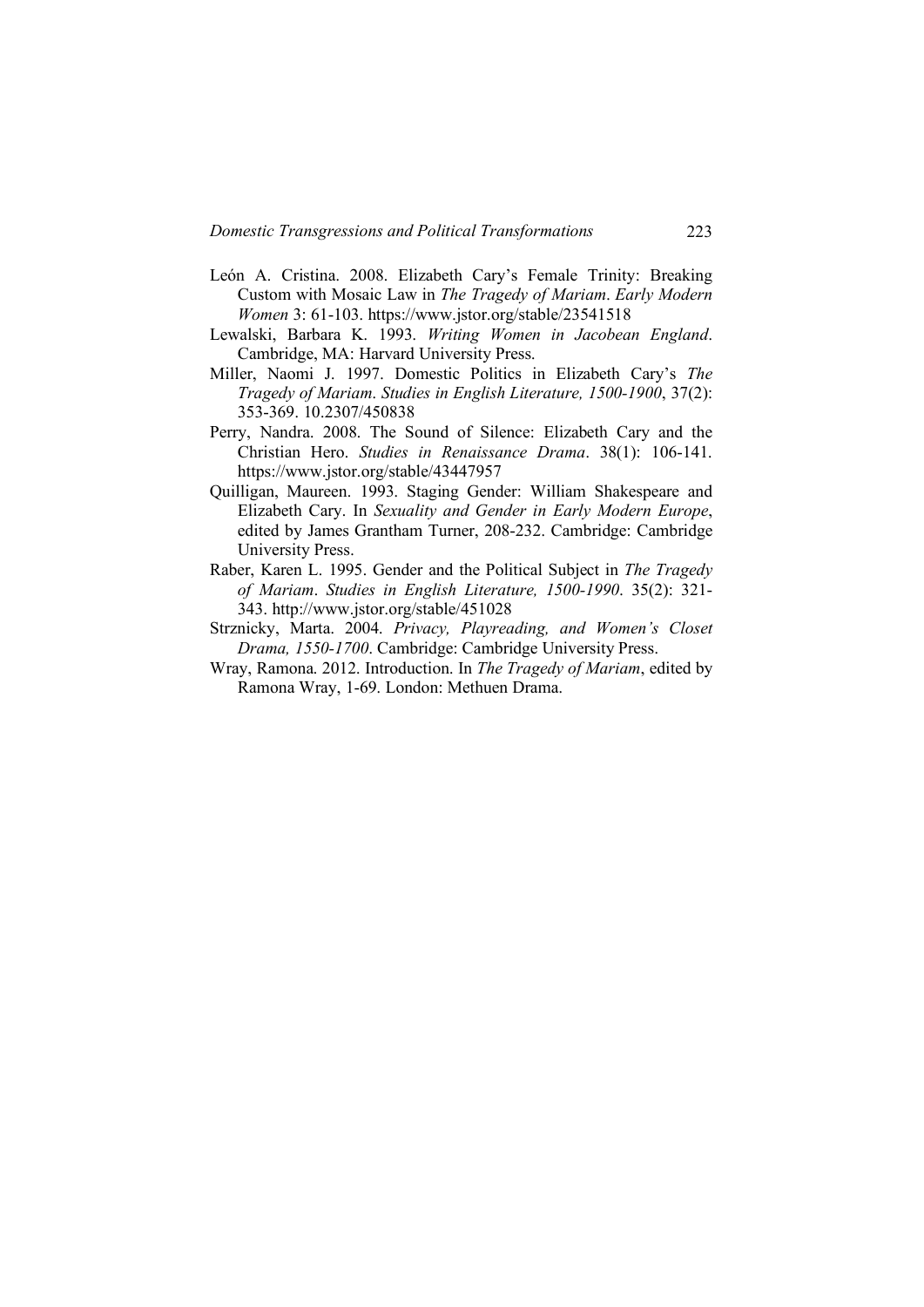León A. Cristina. 2008. Elizabeth Cary's Female Trinity: Breaking Custom with Mosaic Law in *The Tragedy of Mariam*. *Early Modern Women* 3: 61-103. https://www.jstor.org/stable/23541518

Lewalski, Barbara K. 1993. *Writing Women in Jacobean England*. Cambridge, MA: Harvard University Press.

Miller, Naomi J. 1997. Domestic Politics in Elizabeth Cary's *The Tragedy of Mariam*. *Studies in English Literature, 1500-1900*, 37(2): 353-369. 10.2307/450838

Perry, Nandra. 2008. The Sound of Silence: Elizabeth Cary and the Christian Hero. *Studies in Renaissance Drama*. 38(1): 106-141. https://www.jstor.org/stable/43447957

Quilligan, Maureen. 1993. Staging Gender: William Shakespeare and Elizabeth Cary. In *Sexuality and Gender in Early Modern Europe*, edited by James Grantham Turner, 208-232. Cambridge: Cambridge University Press.

Raber, Karen L. 1995. Gender and the Political Subject in *The Tragedy of Mariam*. *Studies in English Literature, 1500-1990*. 35(2): 321-343. http://www.jstor.org/stable/451028

Strznicky, Marta. 2004. *Privacy, Playreading, and Women's Closet Drama, 1550-1700*. Cambridge: Cambridge University Press.

Wray, Ramona. 2012. Introduction. In *The Tragedy of Mariam*, edited by Ramona Wray, 1-69. London: Methuen Drama.